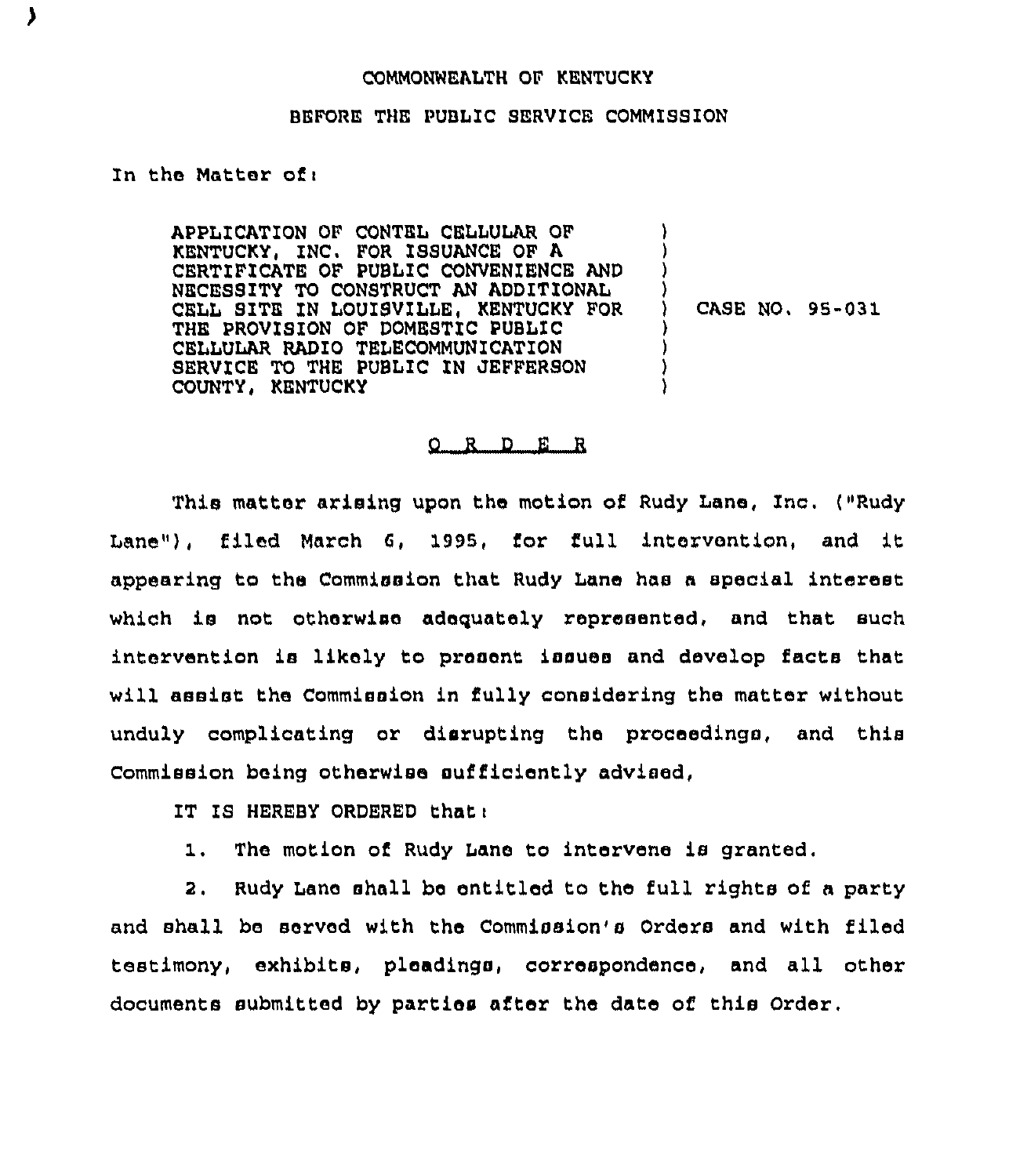COMMONWEALTH OF KENTUCKY

BEFORE THE PUBLIC SERVICE COMMISSION

In the Matter of:

APPLICATION OF CONTEL CELLULAR OF KENTUCKY, INC. FOR ISSUANCE OF A CERTIFICATE OF PUBLIC CONVENIENCE AND NECESSITY TO CONSTRUCT AN ADDITIONAL CELL SITE IN LOUISVILLE, KENTUCKY FOR THE PROVISION OF DOMESTIC PUBLIC CELLULAR RADIO TELECOMMUNICATION SERVICE TO THE PUBLIC IN JEFFERSON COUNTY, KENTUCKY ) CASE NO. 95-031

O R D E R

This matter arising upon the motion of Rudy Lane, Inc. ("Rudy Lane"), filed March 6, 1995, for full intervention, and it appearing to the Commission that Rudy Lane has a special interest which is not otherwise adequately represented, and that such intervention is likely to present issues and develop facts that will assist the Commission in fully considering the matter without unduly complicating or disrupting the proceedings, and this Commission being otherwise sufficiently advised,

IT IS HEREBY ORDERED that:

1. The motion of Rudy Lane to intervene is granted.

2. Rudy Lane shall be entitled to the full rights of a party and shall be served with the Commission's Orders and with filed testimony, exhibits, pleadings, correspondence, and all other documents submitted by parties after the date of this Order.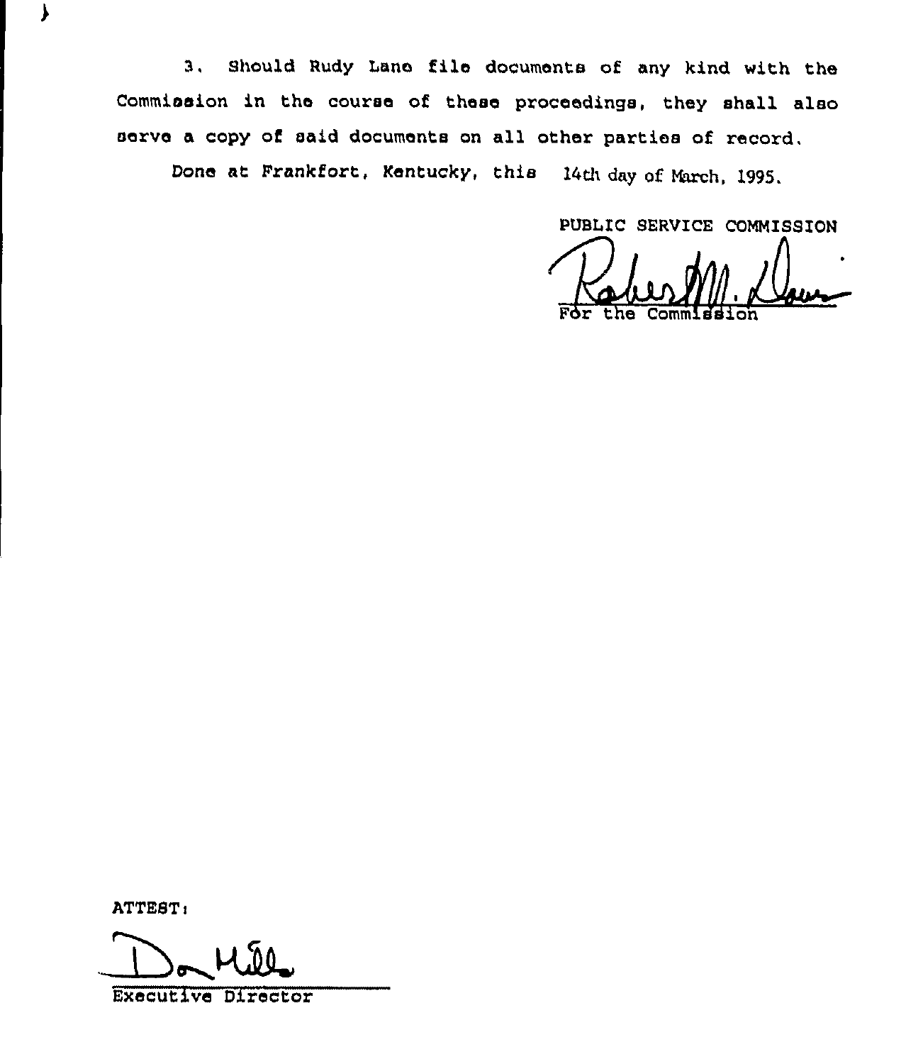3. Should Rudy Lane file documents of any kind with the Commission in the course of these proceedings, they shall also serve a copy of said documents on all other parties of record.

Done at Frankfort, Kentucky, this 14th day of March, 1995.

PUBLIC SERVICE COMMISSION

For the Commission

ATTEST:

Executive Director